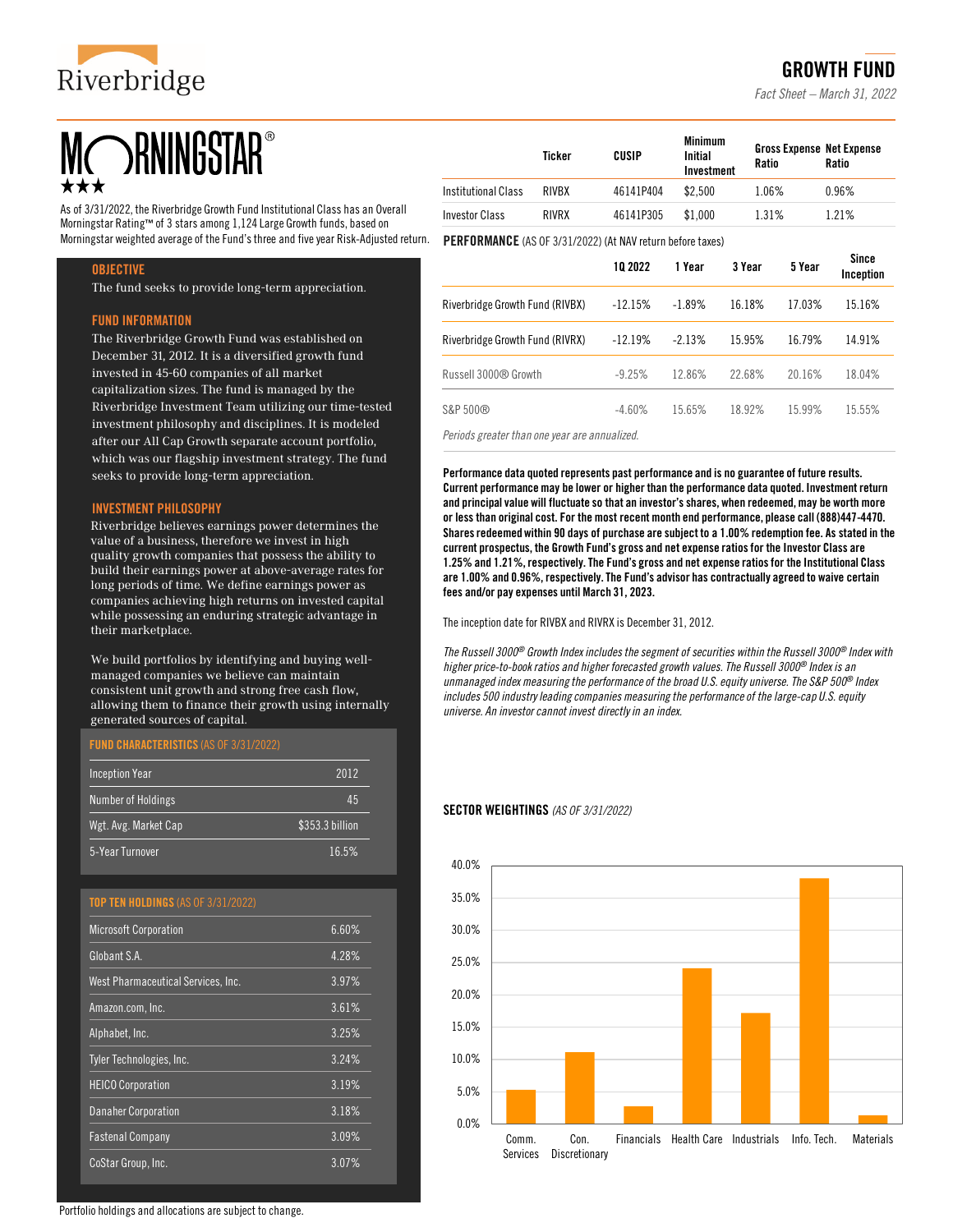Riverbridge

# GROWTH FUND

*Fact Sheet – March 31, 2022*

MORNINGSTAR®
★★★

As of 3/31/2022, the Riverbridge Growth Fund Institutional Class has an Overall Morningstar Rating™ of 3 stars among 1,124 Large Growth funds, based on Morningstar weighted average of the Fund's three and five year Risk-Adjusted return.

## OBJECTIVE

The fund seeks to provide long-term appreciation.

## FUND INFORMATION

The Riverbridge Growth Fund was established on December 31, 2012. It is a diversified growth fund invested in 45-60 companies of all market capitalization sizes. The fund is managed by the Riverbridge Investment Team utilizing our time-tested investment philosophy and disciplines. It is modeled after our All Cap Growth separate account portfolio, which was our flagship investment strategy. The fund seeks to provide long-term appreciation.

## INVESTMENT PHILOSOPHY

Riverbridge believes earnings power determines the value of a business, therefore we invest in high quality growth companies that possess the ability to build their earnings power at above-average rates for long periods of time. We define earnings power as companies achieving high returns on invested capital while possessing an enduring strategic advantage in their marketplace.

We build portfolios by identifying and buying well-managed companies we believe can maintain consistent unit growth and strong free cash flow, allowing them to finance their growth using internally generated sources of capital.

## FUND CHARACTERISTICS (AS OF 3/31/2022)

| | |
|---|---|
| Inception Year | 2012 |
| Number of Holdings | 45 |
| Wgt. Avg. Market Cap | $353.3 billion |
| 5-Year Turnover | 16.5% |

## TOP TEN HOLDINGS (AS OF 3/31/2022)

| | |
|---|---|
| Microsoft Corporation | 6.60% |
| Globant S.A. | 4.28% |
| West Pharmaceutical Services, Inc. | 3.97% |
| Amazon.com, Inc. | 3.61% |
| Alphabet, Inc. | 3.25% |
| Tyler Technologies, Inc. | 3.24% |
| HEICO Corporation | 3.19% |
| Danaher Corporation | 3.18% |
| Fastenal Company | 3.09% |
| CoStar Group, Inc. | 3.07% |

Portfolio holdings and allocations are subject to change.

| | Ticker | CUSIP | Minimum Initial Investment | Gross Expense Ratio | Net Expense Ratio |
|---|---|---|---|---|---|
| Institutional Class | RIVBX | 46141P404 | $2,500 | 1.06% | 0.96% |
| Investor Class | RIVRX | 46141P305 | $1,000 | 1.31% | 1.21% |

## PERFORMANCE (AS OF 3/31/2022) (At NAV return before taxes)

| | 1Q 2022 | 1 Year | 3 Year | 5 Year | Since Inception |
|---|---|---|---|---|---|
| Riverbridge Growth Fund (RIVBX) | -12.15% | -1.89% | 16.18% | 17.03% | 15.16% |
| Riverbridge Growth Fund (RIVRX) | -12.19% | -2.13% | 15.95% | 16.79% | 14.91% |
| Russell 3000® Growth | -9.25% | 12.86% | 22.68% | 20.16% | 18.04% |
| S&P 500® | -4.60% | 15.65% | 18.92% | 15.99% | 15.55% |

*Periods greater than one year are annualized.*

**Performance data quoted represents past performance and is no guarantee of future results. Current performance may be lower or higher than the performance data quoted. Investment return and principal value will fluctuate so that an investor's shares, when redeemed, may be worth more or less than original cost. For the most recent month end performance, please call (888)447-4470. Shares redeemed within 90 days of purchase are subject to a 1.00% redemption fee. As stated in the current prospectus, the Growth Fund's gross and net expense ratios for the Investor Class are 1.25% and 1.21%, respectively. The Fund's gross and net expense ratios for the Institutional Class are 1.00% and 0.96%, respectively. The Fund's advisor has contractually agreed to waive certain fees and/or pay expenses until March 31, 2023.**

The inception date for RIVBX and RIVRX is December 31, 2012.

*The Russell 3000® Growth Index includes the segment of securities within the Russell 3000® Index with higher price-to-book ratios and higher forecasted growth values. The Russell 3000® Index is an unmanaged index measuring the performance of the broad U.S. equity universe. The S&P 500® Index includes 500 industry leading companies measuring the performance of the large-cap U.S. equity universe. An investor cannot invest directly in an index.*

## SECTOR WEIGHTINGS *(AS OF 3/31/2022)*

| Sector | Weighting (approx.) |
|---|---|
| Comm. Services | 5.2% |
| Con. Discretionary | 11.0% |
| Financials | 2.7% |
| Health Care | 24.0% |
| Industrials | 17.1% |
| Info. Tech. | 37.8% |
| Materials | 1.2% |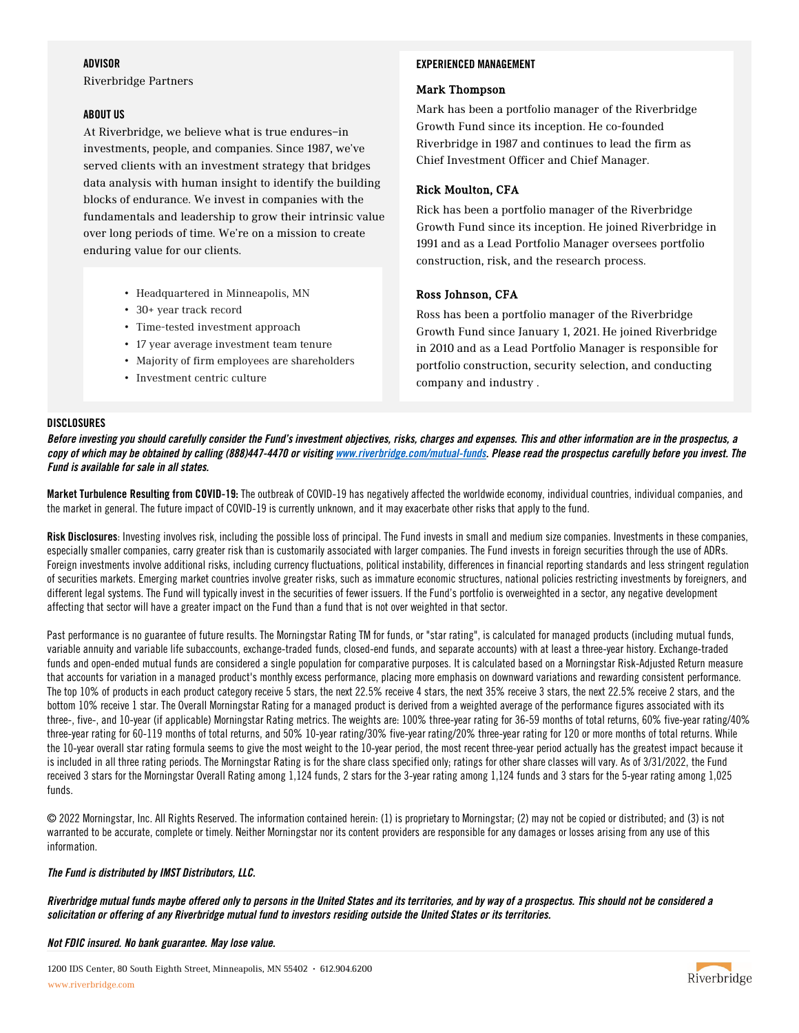## ADVISOR

Riverbridge Partners

## ABOUT US

At Riverbridge, we believe what is true endures–in investments, people, and companies. Since 1987, we've served clients with an investment strategy that bridges data analysis with human insight to identify the building blocks of endurance. We invest in companies with the fundamentals and leadership to grow their intrinsic value over long periods of time. We're on a mission to create enduring value for our clients.

- Headquartered in Minneapolis, MN
- 30+ year track record
- Time-tested investment approach
- 17 year average investment team tenure
- Majority of firm employees are shareholders
- Investment centric culture

## EXPERIENCED MANAGEMENT

### Mark Thompson

Mark has been a portfolio manager of the Riverbridge Growth Fund since its inception. He co-founded Riverbridge in 1987 and continues to lead the firm as Chief Investment Officer and Chief Manager.

### Rick Moulton, CFA

Rick has been a portfolio manager of the Riverbridge Growth Fund since its inception. He joined Riverbridge in 1991 and as a Lead Portfolio Manager oversees portfolio construction, risk, and the research process.

### Ross Johnson, CFA

Ross has been a portfolio manager of the Riverbridge Growth Fund since January 1, 2021. He joined Riverbridge in 2010 and as a Lead Portfolio Manager is responsible for portfolio construction, security selection, and conducting company and industry .

## DISCLOSURES

***Before investing you should carefully consider the Fund's investment objectives, risks, charges and expenses. This and other information are in the prospectus, a copy of which may be obtained by calling (888)447-4470 or visiting www.riverbridge.com/mutual-funds. Please read the prospectus carefully before you invest. The Fund is available for sale in all states.***

**Market Turbulence Resulting from COVID-19:** The outbreak of COVID-19 has negatively affected the worldwide economy, individual countries, individual companies, and the market in general. The future impact of COVID-19 is currently unknown, and it may exacerbate other risks that apply to the fund.

**Risk Disclosures**: Investing involves risk, including the possible loss of principal. The Fund invests in small and medium size companies. Investments in these companies, especially smaller companies, carry greater risk than is customarily associated with larger companies. The Fund invests in foreign securities through the use of ADRs. Foreign investments involve additional risks, including currency fluctuations, political instability, differences in financial reporting standards and less stringent regulation of securities markets. Emerging market countries involve greater risks, such as immature economic structures, national policies restricting investments by foreigners, and different legal systems. The Fund will typically invest in the securities of fewer issuers. If the Fund's portfolio is overweighted in a sector, any negative development affecting that sector will have a greater impact on the Fund than a fund that is not over weighted in that sector.

Past performance is no guarantee of future results. The Morningstar Rating TM for funds, or "star rating", is calculated for managed products (including mutual funds, variable annuity and variable life subaccounts, exchange-traded funds, closed-end funds, and separate accounts) with at least a three-year history. Exchange-traded funds and open-ended mutual funds are considered a single population for comparative purposes. It is calculated based on a Morningstar Risk-Adjusted Return measure that accounts for variation in a managed product's monthly excess performance, placing more emphasis on downward variations and rewarding consistent performance. The top 10% of products in each product category receive 5 stars, the next 22.5% receive 4 stars, the next 35% receive 3 stars, the next 22.5% receive 2 stars, and the bottom 10% receive 1 star. The Overall Morningstar Rating for a managed product is derived from a weighted average of the performance figures associated with its three-, five-, and 10-year (if applicable) Morningstar Rating metrics. The weights are: 100% three-year rating for 36-59 months of total returns, 60% five-year rating/40% three-year rating for 60-119 months of total returns, and 50% 10-year rating/30% five-year rating/20% three-year rating for 120 or more months of total returns. While the 10-year overall star rating formula seems to give the most weight to the 10-year period, the most recent three-year period actually has the greatest impact because it is included in all three rating periods. The Morningstar Rating is for the share class specified only; ratings for other share classes will vary. As of 3/31/2022, the Fund received 3 stars for the Morningstar Overall Rating among 1,124 funds, 2 stars for the 3-year rating among 1,124 funds and 3 stars for the 5-year rating among 1,025 funds.

© 2022 Morningstar, Inc. All Rights Reserved. The information contained herein: (1) is proprietary to Morningstar; (2) may not be copied or distributed; and (3) is not warranted to be accurate, complete or timely. Neither Morningstar nor its content providers are responsible for any damages or losses arising from any use of this information.

***The Fund is distributed by IMST Distributors, LLC.***

***Riverbridge mutual funds maybe offered only to persons in the United States and its territories, and by way of a prospectus. This should not be considered a solicitation or offering of any Riverbridge mutual fund to investors residing outside the United States or its territories.***

***Not FDIC insured. No bank guarantee. May lose value.***

1200 IDS Center, 80 South Eighth Street, Minneapolis, MN 55402 • 612.904.6200

www.riverbridge.com

Riverbridge